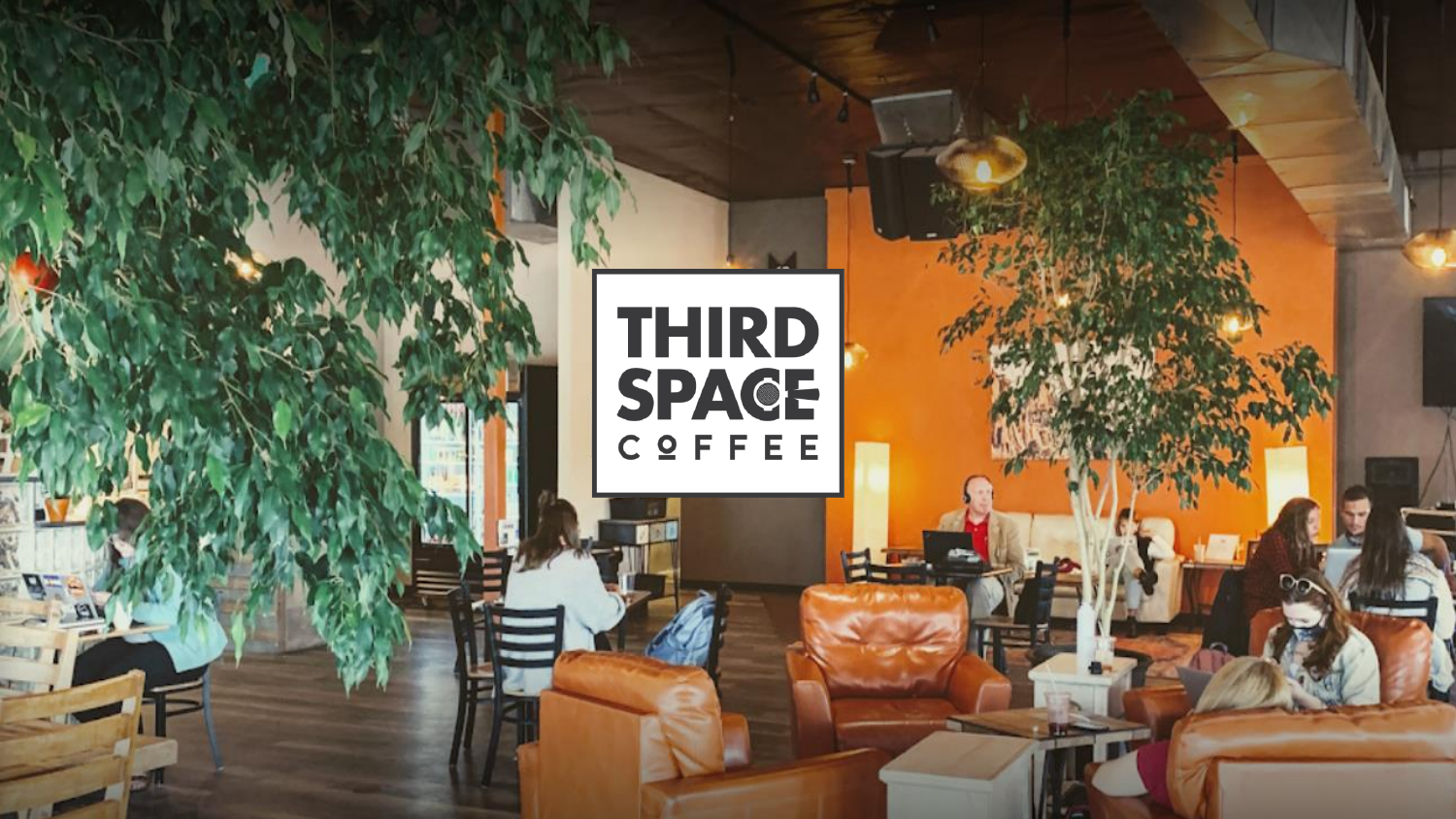# THIRD SPACE COFFEE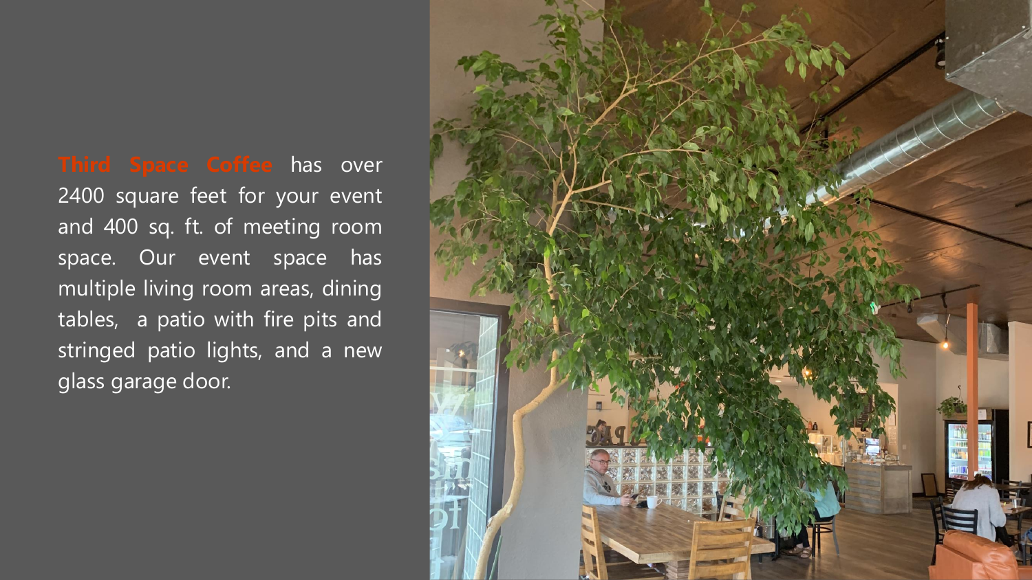**Third Space Coffee** has over 2400 square feet for your event and 400 sq. ft. of meeting room space. Our event space has multiple living room areas, dining tables, a patio with fire pits and stringed patio lights, and a new glass garage door.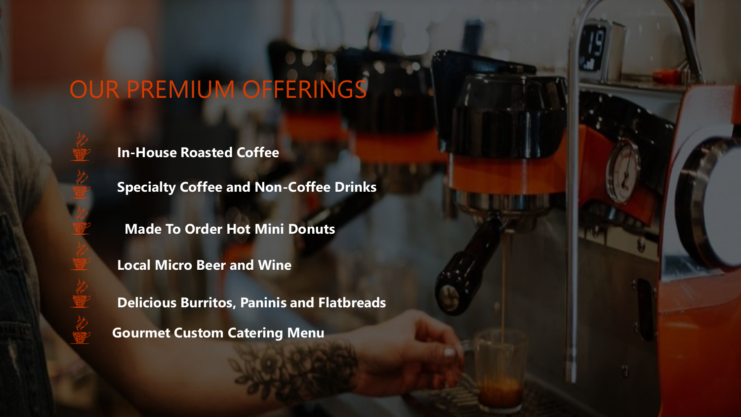# OUR PREMIUM OFFERINGS

- **In-House Roasted Coffee**
- **Specialty Coffee and Non-Coffee Drinks**
- **Made To Order Hot Mini Donuts**
- **Local Micro Beer and Wine**
- **Delicious Burritos, Paninis and Flatbreads**
- **Gourmet Custom Catering Menu**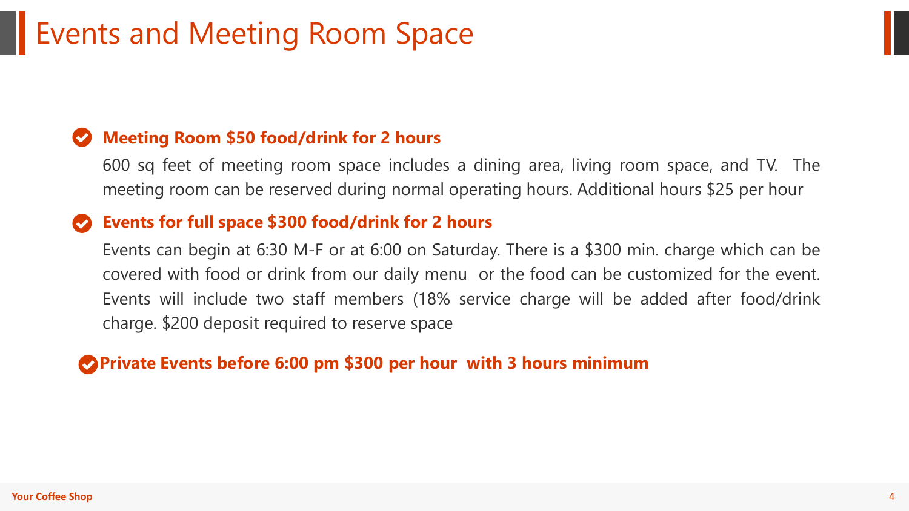# Events and Meeting Room Space

- **Meeting Room $50 food/drink for 2 hours**

  600 sq feet of meeting room space includes a dining area, living room space, and TV. The meeting room can be reserved during normal operating hours. Additional hours $25 per hour

- **Events for full space $300 food/drink for 2 hours**

  Events can begin at 6:30 M-F or at 6:00 on Saturday. There is a $300 min. charge which can be covered with food or drink from our daily menu or the food can be customized for the event. Events will include two staff members (18% service charge will be added after food/drink charge. $200 deposit required to reserve space

- **Private Events before 6:00 pm $300 per hour with 3 hours minimum**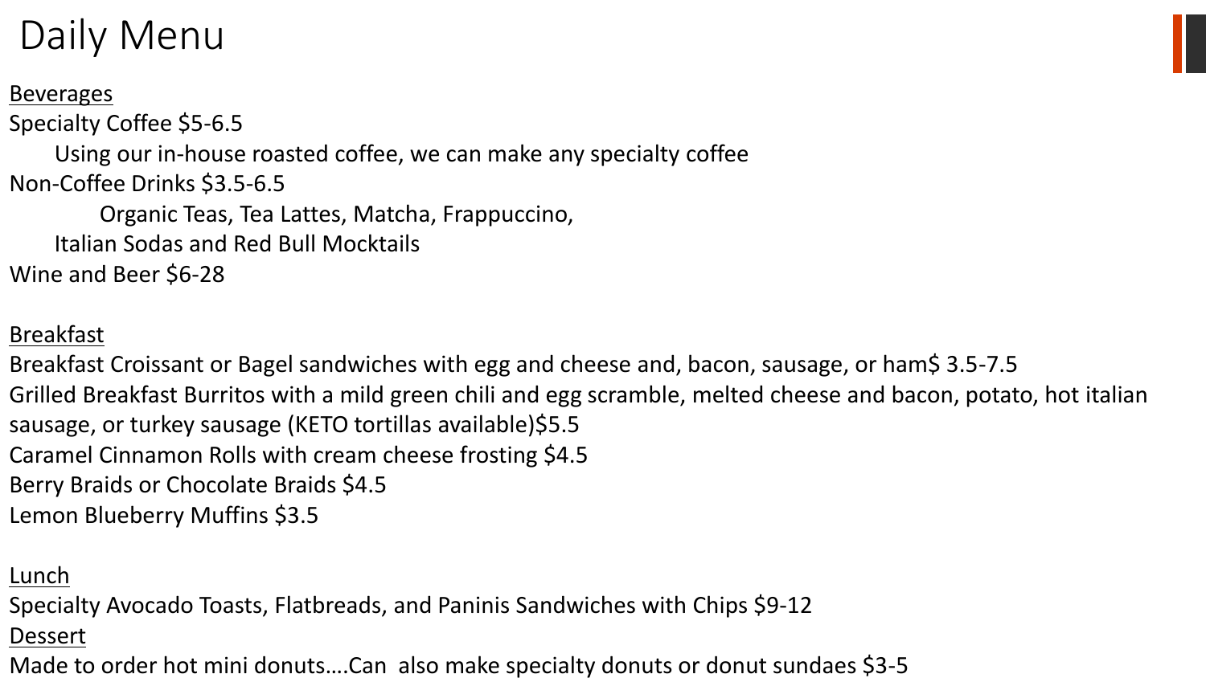# Daily Menu

<u>Beverages</u>

Specialty Coffee $5-6.5

Using our in-house roasted coffee, we can make any specialty coffee

Non-Coffee Drinks $3.5-6.5

Organic Teas, Tea Lattes, Matcha, Frappuccino,

Italian Sodas and Red Bull Mocktails

Wine and Beer $6-28

<u>Breakfast</u>

Breakfast Croissant or Bagel sandwiches with egg and cheese and, bacon, sausage, or ham$ 3.5-7.5

Grilled Breakfast Burritos with a mild green chili and egg scramble, melted cheese and bacon, potato, hot italian sausage, or turkey sausage (KETO tortillas available)$5.5

Caramel Cinnamon Rolls with cream cheese frosting $4.5

Berry Braids or Chocolate Braids $4.5

Lemon Blueberry Muffins $3.5

<u>Lunch</u>

Specialty Avocado Toasts, Flatbreads, and Paninis Sandwiches with Chips $9-12

<u>Dessert</u>

Made to order hot mini donuts….Can also make specialty donuts or donut sundaes $3-5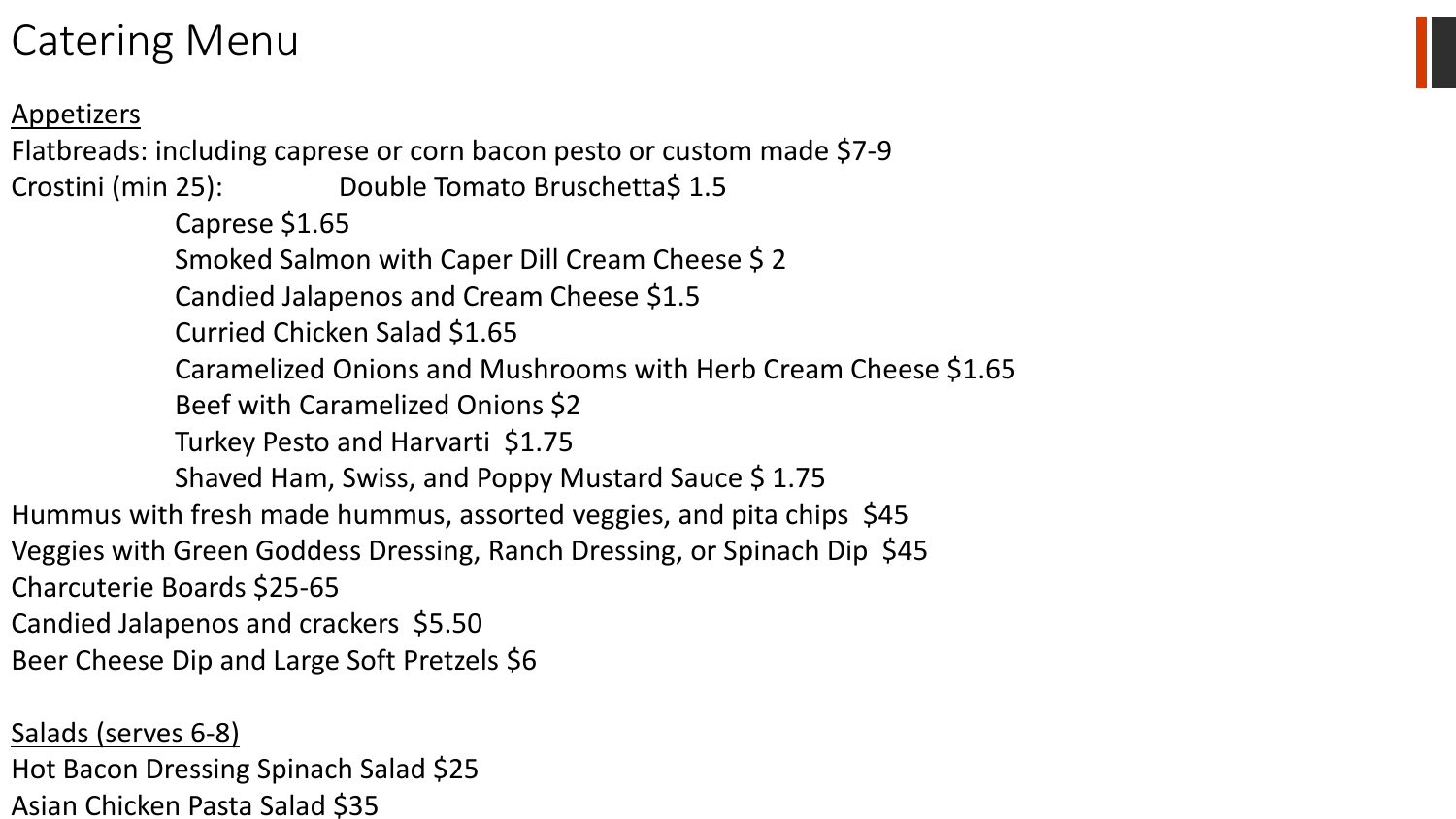# Catering Menu

Appetizers

Flatbreads: including caprese or corn bacon pesto or custom made $7-9

Crostini (min 25): Double Tomato Bruschetta$ 1.5

- Caprese $1.65
- Smoked Salmon with Caper Dill Cream Cheese $ 2
- Candied Jalapenos and Cream Cheese $1.5
- Curried Chicken Salad $1.65
- Caramelized Onions and Mushrooms with Herb Cream Cheese $1.65
- Beef with Caramelized Onions $2
- Turkey Pesto and Harvarti $1.75
- Shaved Ham, Swiss, and Poppy Mustard Sauce $ 1.75

Hummus with fresh made hummus, assorted veggies, and pita chips $45

Veggies with Green Goddess Dressing, Ranch Dressing, or Spinach Dip $45

Charcuterie Boards $25-65

Candied Jalapenos and crackers $5.50

Beer Cheese Dip and Large Soft Pretzels $6

Salads (serves 6-8)

Hot Bacon Dressing Spinach Salad $25

Asian Chicken Pasta Salad $35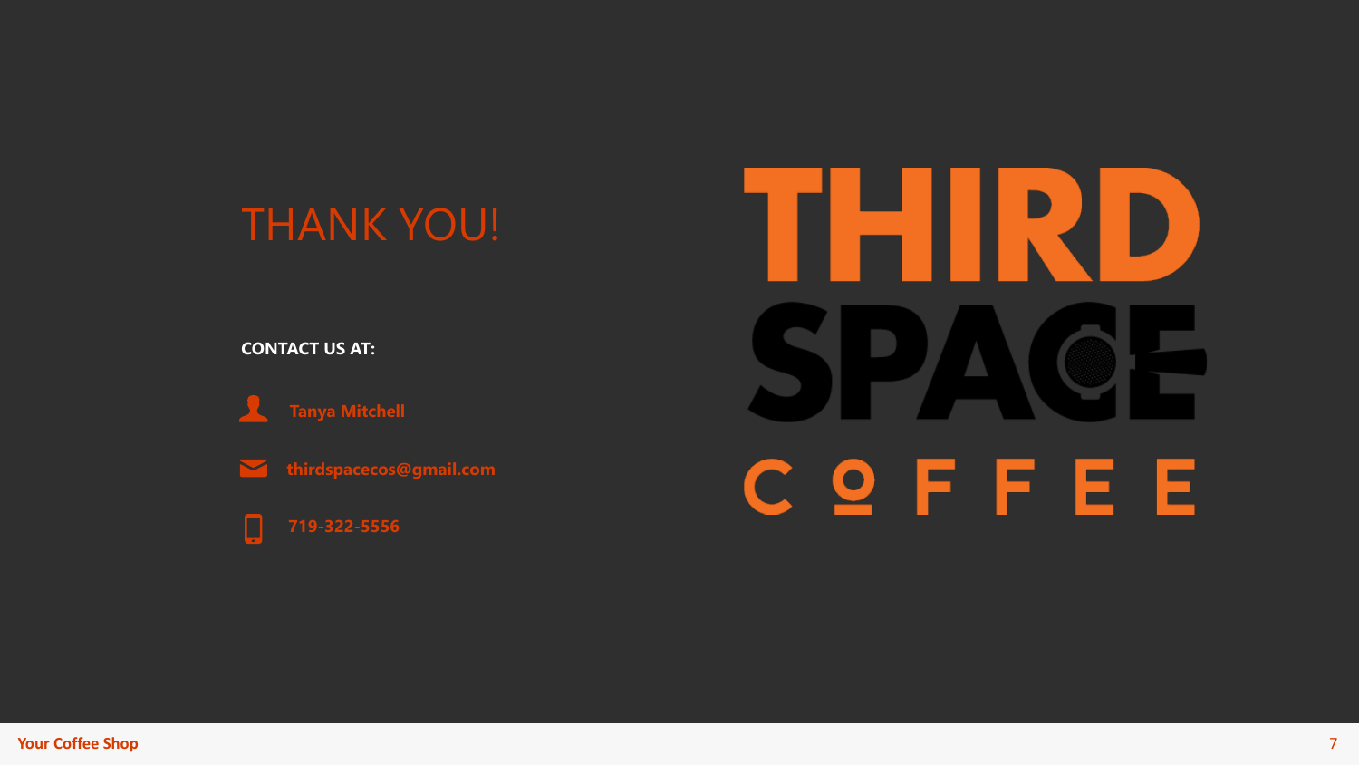# THANK YOU!

**CONTACT US AT:**

**Tanya Mitchell**

**thirdspacecos@gmail.com**

**719-322-5556**

THIRD SPACE COFFEE